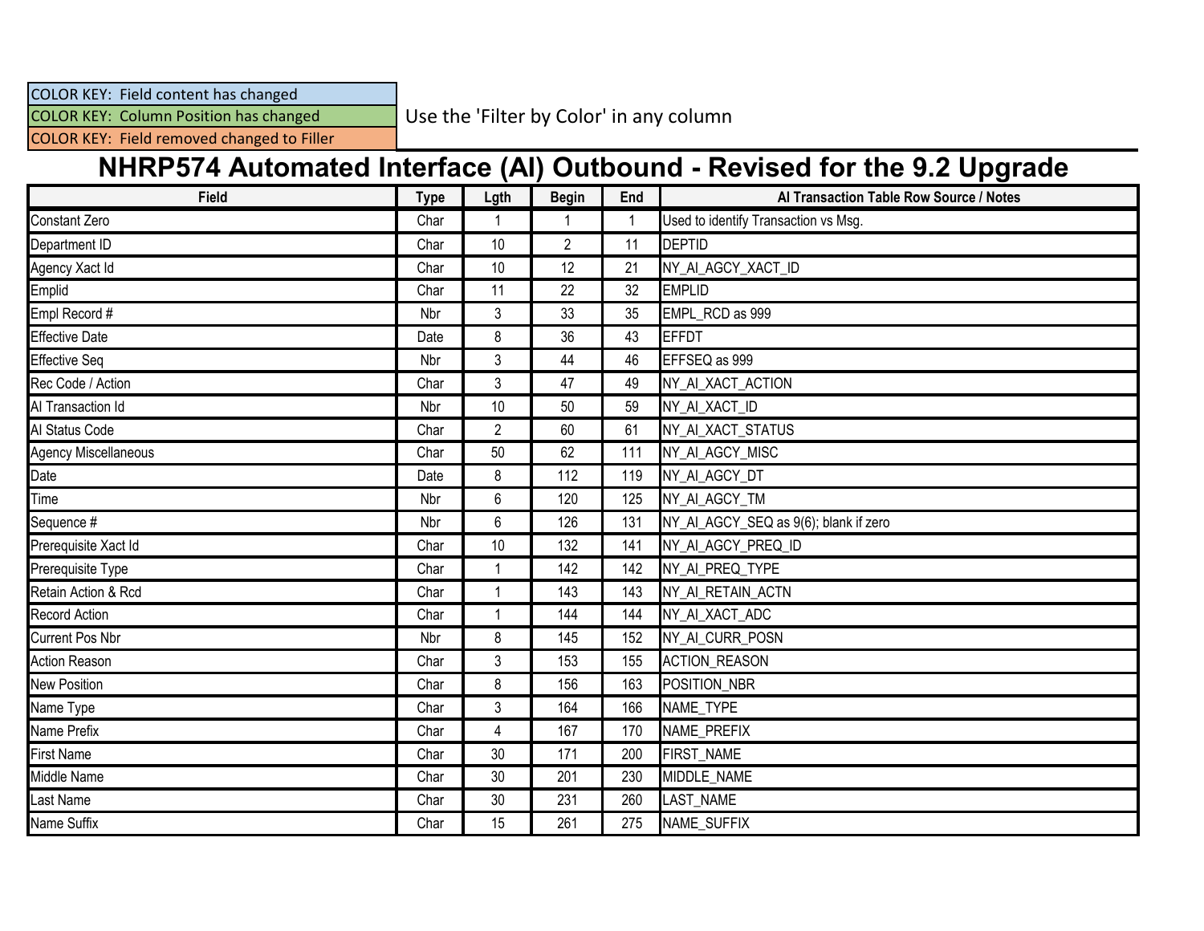| COLOR KEY: Field content has changed |
|---|
| COLOR KEY: Column Position has changed |
| COLOR KEY: Field removed changed to Filler |

Use the 'Filter by Color' in any column

# NHRP574 Automated Interface (AI) Outbound - Revised for the 9.2 Upgrade

| Field | Type | Lgth | Begin | End | AI Transaction Table Row Source / Notes |
|---|---|---|---|---|---|
| Constant Zero | Char | 1 | 1 | 1 | Used to identify Transaction vs Msg. |
| Department ID | Char | 10 | 2 | 11 | DEPTID |
| Agency Xact Id | Char | 10 | 12 | 21 | NY_AI_AGCY_XACT_ID |
| Emplid | Char | 11 | 22 | 32 | EMPLID |
| Empl Record # | Nbr | 3 | 33 | 35 | EMPL_RCD as 999 |
| Effective Date | Date | 8 | 36 | 43 | EFFDT |
| Effective Seq | Nbr | 3 | 44 | 46 | EFFSEQ as 999 |
| Rec Code / Action | Char | 3 | 47 | 49 | NY_AI_XACT_ACTION |
| AI Transaction Id | Nbr | 10 | 50 | 59 | NY_AI_XACT_ID |
| AI Status Code | Char | 2 | 60 | 61 | NY_AI_XACT_STATUS |
| Agency Miscellaneous | Char | 50 | 62 | 111 | NY_AI_AGCY_MISC |
| Date | Date | 8 | 112 | 119 | NY_AI_AGCY_DT |
| Time | Nbr | 6 | 120 | 125 | NY_AI_AGCY_TM |
| Sequence # | Nbr | 6 | 126 | 131 | NY_AI_AGCY_SEQ as 9(6); blank if zero |
| Prerequisite Xact Id | Char | 10 | 132 | 141 | NY_AI_AGCY_PREQ_ID |
| Prerequisite Type | Char | 1 | 142 | 142 | NY_AI_PREQ_TYPE |
| Retain Action & Rcd | Char | 1 | 143 | 143 | NY_AI_RETAIN_ACTN |
| Record Action | Char | 1 | 144 | 144 | NY_AI_XACT_ADC |
| Current Pos Nbr | Nbr | 8 | 145 | 152 | NY_AI_CURR_POSN |
| Action Reason | Char | 3 | 153 | 155 | ACTION_REASON |
| New Position | Char | 8 | 156 | 163 | POSITION_NBR |
| Name Type | Char | 3 | 164 | 166 | NAME_TYPE |
| Name Prefix | Char | 4 | 167 | 170 | NAME_PREFIX |
| First Name | Char | 30 | 171 | 200 | FIRST_NAME |
| Middle Name | Char | 30 | 201 | 230 | MIDDLE_NAME |
| Last Name | Char | 30 | 231 | 260 | LAST_NAME |
| Name Suffix | Char | 15 | 261 | 275 | NAME_SUFFIX |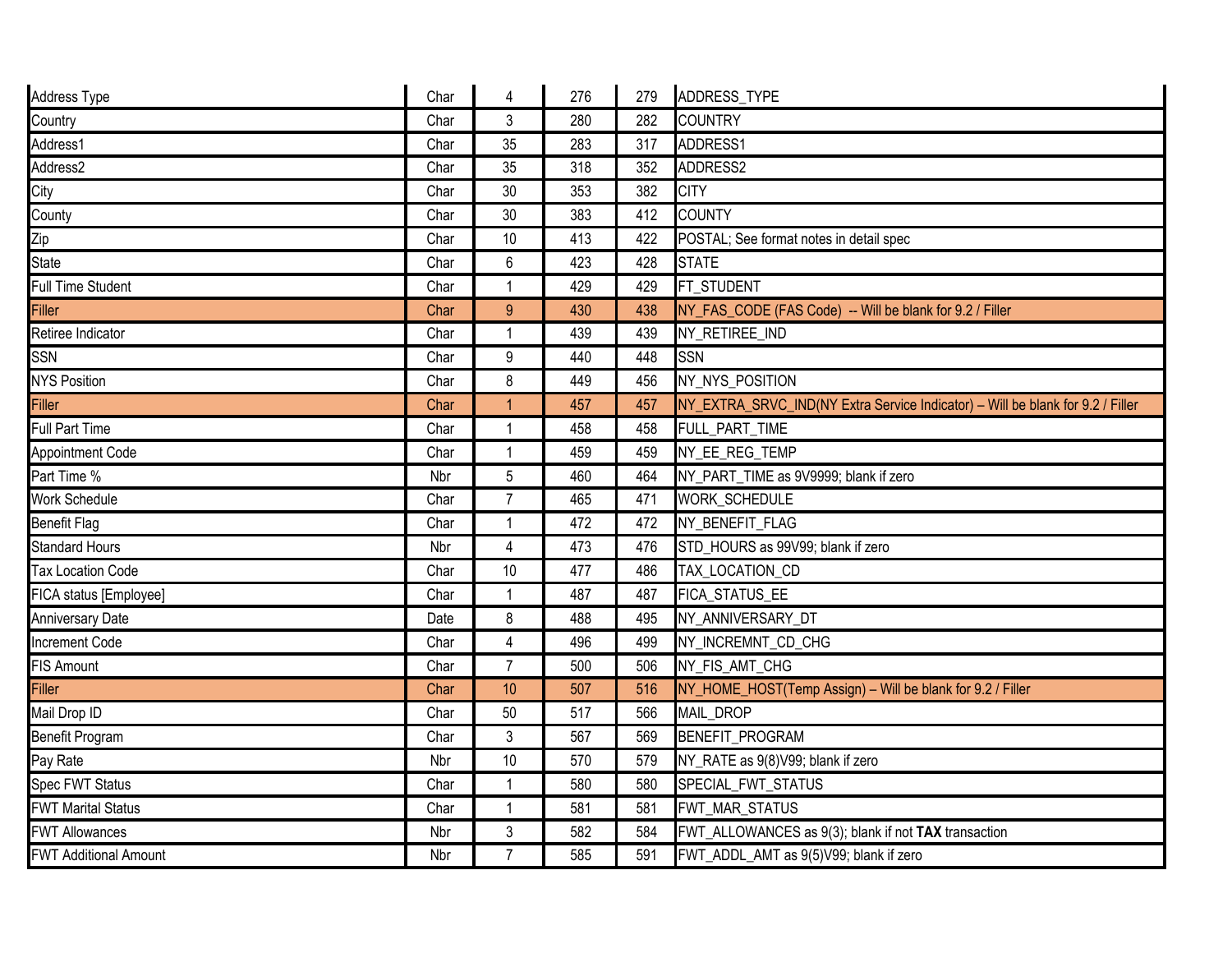| Address Type | Char | 4 | 276 | 279 | ADDRESS_TYPE |
|---|---|---|---|---|---|
| Country | Char | 3 | 280 | 282 | COUNTRY |
| Address1 | Char | 35 | 283 | 317 | ADDRESS1 |
| Address2 | Char | 35 | 318 | 352 | ADDRESS2 |
| City | Char | 30 | 353 | 382 | CITY |
| County | Char | 30 | 383 | 412 | COUNTY |
| Zip | Char | 10 | 413 | 422 | POSTAL; See format notes in detail spec |
| State | Char | 6 | 423 | 428 | STATE |
| Full Time Student | Char | 1 | 429 | 429 | FT_STUDENT |
| Filler | Char | 9 | 430 | 438 | NY_FAS_CODE (FAS Code) -- Will be blank for 9.2 / Filler |
| Retiree Indicator | Char | 1 | 439 | 439 | NY_RETIREE_IND |
| SSN | Char | 9 | 440 | 448 | SSN |
| NYS Position | Char | 8 | 449 | 456 | NY_NYS_POSITION |
| Filler | Char | 1 | 457 | 457 | NY_EXTRA_SRVC_IND(NY Extra Service Indicator) – Will be blank for 9.2 / Filler |
| Full Part Time | Char | 1 | 458 | 458 | FULL_PART_TIME |
| Appointment Code | Char | 1 | 459 | 459 | NY_EE_REG_TEMP |
| Part Time % | Nbr | 5 | 460 | 464 | NY_PART_TIME as 9V9999; blank if zero |
| Work Schedule | Char | 7 | 465 | 471 | WORK_SCHEDULE |
| Benefit Flag | Char | 1 | 472 | 472 | NY_BENEFIT_FLAG |
| Standard Hours | Nbr | 4 | 473 | 476 | STD_HOURS as 99V99; blank if zero |
| Tax Location Code | Char | 10 | 477 | 486 | TAX_LOCATION_CD |
| FICA status [Employee] | Char | 1 | 487 | 487 | FICA_STATUS_EE |
| Anniversary Date | Date | 8 | 488 | 495 | NY_ANNIVERSARY_DT |
| Increment Code | Char | 4 | 496 | 499 | NY_INCREMNT_CD_CHG |
| FIS Amount | Char | 7 | 500 | 506 | NY_FIS_AMT_CHG |
| Filler | Char | 10 | 507 | 516 | NY_HOME_HOST(Temp Assign) – Will be blank for 9.2 / Filler |
| Mail Drop ID | Char | 50 | 517 | 566 | MAIL_DROP |
| Benefit Program | Char | 3 | 567 | 569 | BENEFIT_PROGRAM |
| Pay Rate | Nbr | 10 | 570 | 579 | NY_RATE as 9(8)V99; blank if zero |
| Spec FWT Status | Char | 1 | 580 | 580 | SPECIAL_FWT_STATUS |
| FWT Marital Status | Char | 1 | 581 | 581 | FWT_MAR_STATUS |
| FWT Allowances | Nbr | 3 | 582 | 584 | FWT_ALLOWANCES as 9(3); blank if not **TAX** transaction |
| FWT Additional Amount | Nbr | 7 | 585 | 591 | FWT_ADDL_AMT as 9(5)V99; blank if zero |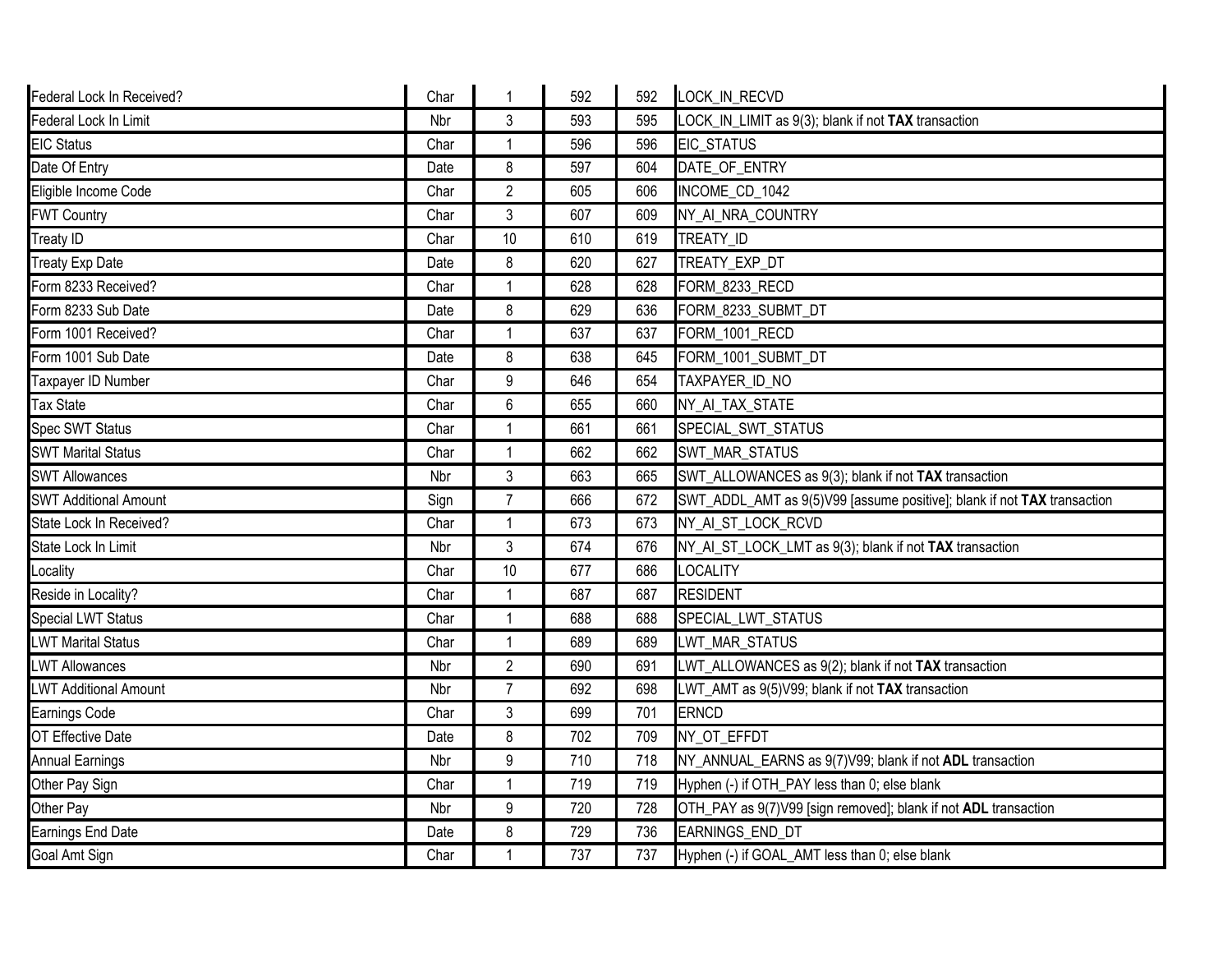| Federal Lock In Received? | Char | 1 | 592 | 592 | LOCK_IN_RECVD |
|---|---|---|---|---|---|
| Federal Lock In Limit | Nbr | 3 | 593 | 595 | LOCK_IN_LIMIT as 9(3); blank if not **TAX** transaction |
| EIC Status | Char | 1 | 596 | 596 | EIC_STATUS |
| Date Of Entry | Date | 8 | 597 | 604 | DATE_OF_ENTRY |
| Eligible Income Code | Char | 2 | 605 | 606 | INCOME_CD_1042 |
| FWT Country | Char | 3 | 607 | 609 | NY_AI_NRA_COUNTRY |
| Treaty ID | Char | 10 | 610 | 619 | TREATY_ID |
| Treaty Exp Date | Date | 8 | 620 | 627 | TREATY_EXP_DT |
| Form 8233 Received? | Char | 1 | 628 | 628 | FORM_8233_RECD |
| Form 8233 Sub Date | Date | 8 | 629 | 636 | FORM_8233_SUBMT_DT |
| Form 1001 Received? | Char | 1 | 637 | 637 | FORM_1001_RECD |
| Form 1001 Sub Date | Date | 8 | 638 | 645 | FORM_1001_SUBMT_DT |
| Taxpayer ID Number | Char | 9 | 646 | 654 | TAXPAYER_ID_NO |
| Tax State | Char | 6 | 655 | 660 | NY_AI_TAX_STATE |
| Spec SWT Status | Char | 1 | 661 | 661 | SPECIAL_SWT_STATUS |
| SWT Marital Status | Char | 1 | 662 | 662 | SWT_MAR_STATUS |
| SWT Allowances | Nbr | 3 | 663 | 665 | SWT_ALLOWANCES as 9(3); blank if not **TAX** transaction |
| SWT Additional Amount | Sign | 7 | 666 | 672 | SWT_ADDL_AMT as 9(5)V99 [assume positive]; blank if not **TAX** transaction |
| State Lock In Received? | Char | 1 | 673 | 673 | NY_AI_ST_LOCK_RCVD |
| State Lock In Limit | Nbr | 3 | 674 | 676 | NY_AI_ST_LOCK_LMT as 9(3); blank if not **TAX** transaction |
| Locality | Char | 10 | 677 | 686 | LOCALITY |
| Reside in Locality? | Char | 1 | 687 | 687 | RESIDENT |
| Special LWT Status | Char | 1 | 688 | 688 | SPECIAL_LWT_STATUS |
| LWT Marital Status | Char | 1 | 689 | 689 | LWT_MAR_STATUS |
| LWT Allowances | Nbr | 2 | 690 | 691 | LWT_ALLOWANCES as 9(2); blank if not **TAX** transaction |
| LWT Additional Amount | Nbr | 7 | 692 | 698 | LWT_AMT as 9(5)V99; blank if not **TAX** transaction |
| Earnings Code | Char | 3 | 699 | 701 | ERNCD |
| OT Effective Date | Date | 8 | 702 | 709 | NY_OT_EFFDT |
| Annual Earnings | Nbr | 9 | 710 | 718 | NY_ANNUAL_EARNS as 9(7)V99; blank if not **ADL** transaction |
| Other Pay Sign | Char | 1 | 719 | 719 | Hyphen (-) if OTH_PAY less than 0; else blank |
| Other Pay | Nbr | 9 | 720 | 728 | OTH_PAY as 9(7)V99 [sign removed]; blank if not **ADL** transaction |
| Earnings End Date | Date | 8 | 729 | 736 | EARNINGS_END_DT |
| Goal Amt Sign | Char | 1 | 737 | 737 | Hyphen (-) if GOAL_AMT less than 0; else blank |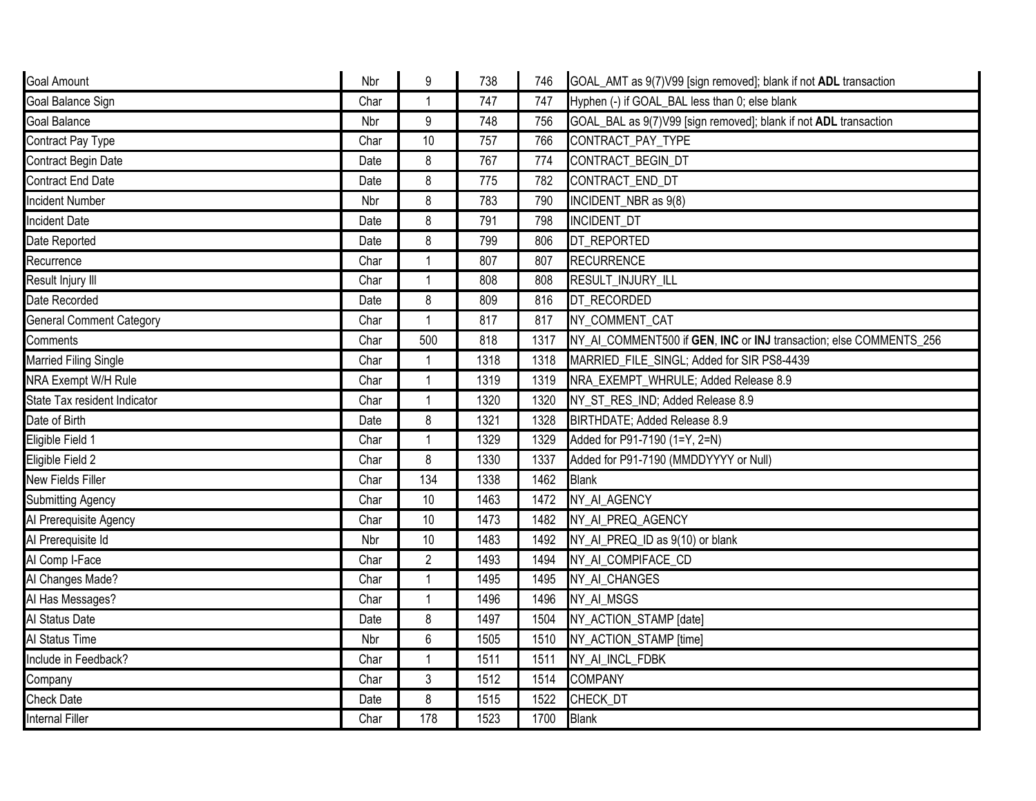| | | | | | |
|---|---|---|---|---|---|
| Goal Amount | Nbr | 9 | 738 | 746 | GOAL_AMT as 9(7)V99 [sign removed]; blank if not **ADL** transaction |
| Goal Balance Sign | Char | 1 | 747 | 747 | Hyphen (-) if GOAL_BAL less than 0; else blank |
| Goal Balance | Nbr | 9 | 748 | 756 | GOAL_BAL as 9(7)V99 [sign removed]; blank if not **ADL** transaction |
| Contract Pay Type | Char | 10 | 757 | 766 | CONTRACT_PAY_TYPE |
| Contract Begin Date | Date | 8 | 767 | 774 | CONTRACT_BEGIN_DT |
| Contract End Date | Date | 8 | 775 | 782 | CONTRACT_END_DT |
| Incident Number | Nbr | 8 | 783 | 790 | INCIDENT_NBR as 9(8) |
| Incident Date | Date | 8 | 791 | 798 | INCIDENT_DT |
| Date Reported | Date | 8 | 799 | 806 | DT_REPORTED |
| Recurrence | Char | 1 | 807 | 807 | RECURRENCE |
| Result Injury Ill | Char | 1 | 808 | 808 | RESULT_INJURY_ILL |
| Date Recorded | Date | 8 | 809 | 816 | DT_RECORDED |
| General Comment Category | Char | 1 | 817 | 817 | NY_COMMENT_CAT |
| Comments | Char | 500 | 818 | 1317 | NY_AI_COMMENT500 if **GEN**, **INC** or **INJ** transaction; else COMMENTS_256 |
| Married Filing Single | Char | 1 | 1318 | 1318 | MARRIED_FILE_SINGL; Added for SIR PS8-4439 |
| NRA Exempt W/H Rule | Char | 1 | 1319 | 1319 | NRA_EXEMPT_WHRULE; Added Release 8.9 |
| State Tax resident Indicator | Char | 1 | 1320 | 1320 | NY_ST_RES_IND; Added Release 8.9 |
| Date of Birth | Date | 8 | 1321 | 1328 | BIRTHDATE; Added Release 8.9 |
| Eligible Field 1 | Char | 1 | 1329 | 1329 | Added for P91-7190 (1=Y, 2=N) |
| Eligible Field 2 | Char | 8 | 1330 | 1337 | Added for P91-7190 (MMDDYYYY or Null) |
| New Fields Filler | Char | 134 | 1338 | 1462 | Blank |
| Submitting Agency | Char | 10 | 1463 | 1472 | NY_AI_AGENCY |
| AI Prerequisite Agency | Char | 10 | 1473 | 1482 | NY_AI_PREQ_AGENCY |
| AI Prerequisite Id | Nbr | 10 | 1483 | 1492 | NY_AI_PREQ_ID as 9(10) or blank |
| AI Comp I-Face | Char | 2 | 1493 | 1494 | NY_AI_COMPIFACE_CD |
| AI Changes Made? | Char | 1 | 1495 | 1495 | NY_AI_CHANGES |
| AI Has Messages? | Char | 1 | 1496 | 1496 | NY_AI_MSGS |
| AI Status Date | Date | 8 | 1497 | 1504 | NY_ACTION_STAMP [date] |
| AI Status Time | Nbr | 6 | 1505 | 1510 | NY_ACTION_STAMP [time] |
| Include in Feedback? | Char | 1 | 1511 | 1511 | NY_AI_INCL_FDBK |
| Company | Char | 3 | 1512 | 1514 | COMPANY |
| Check Date | Date | 8 | 1515 | 1522 | CHECK_DT |
| Internal Filler | Char | 178 | 1523 | 1700 | Blank |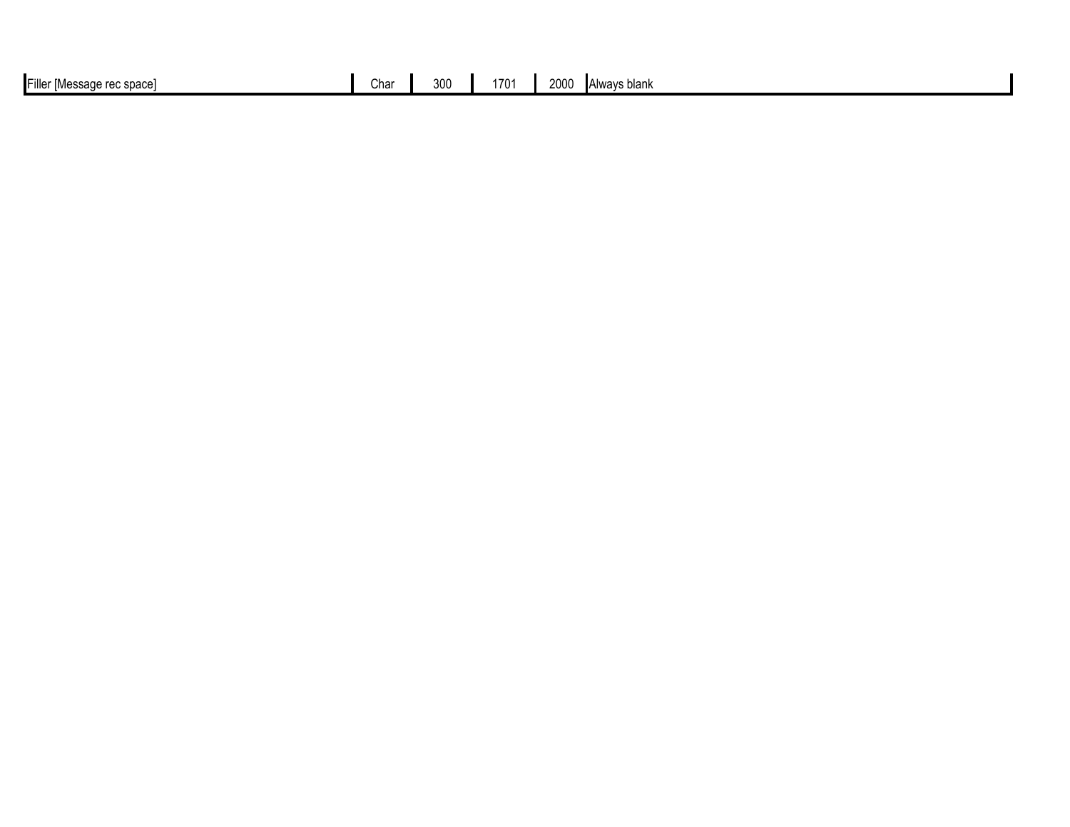| Filler [Message rec space] | Char | 300 | 1701 | 2000 | Always blank |
|---|---|---|---|---|---|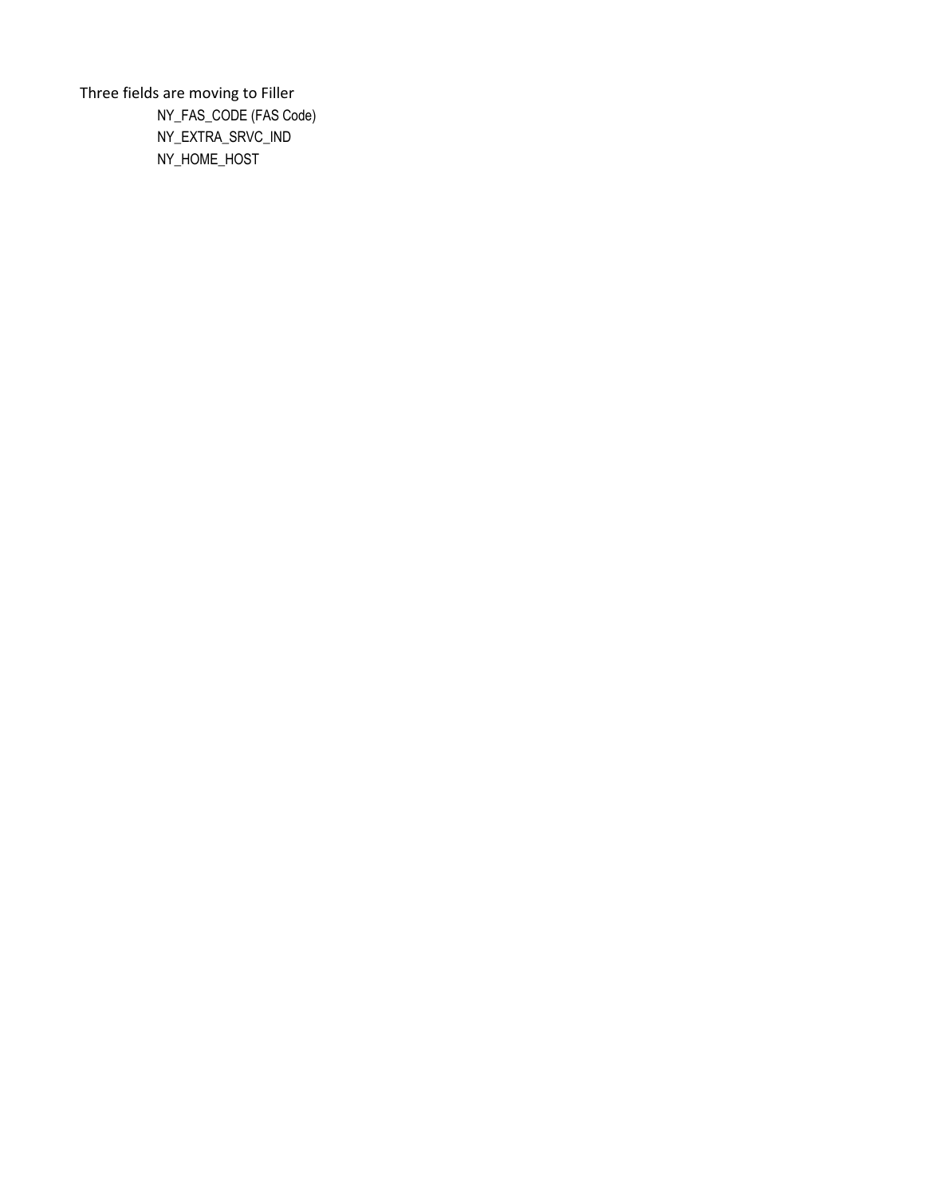Three fields are moving to Filler

- NY_FAS_CODE (FAS Code)
- NY_EXTRA_SRVC_IND
- NY_HOME_HOST